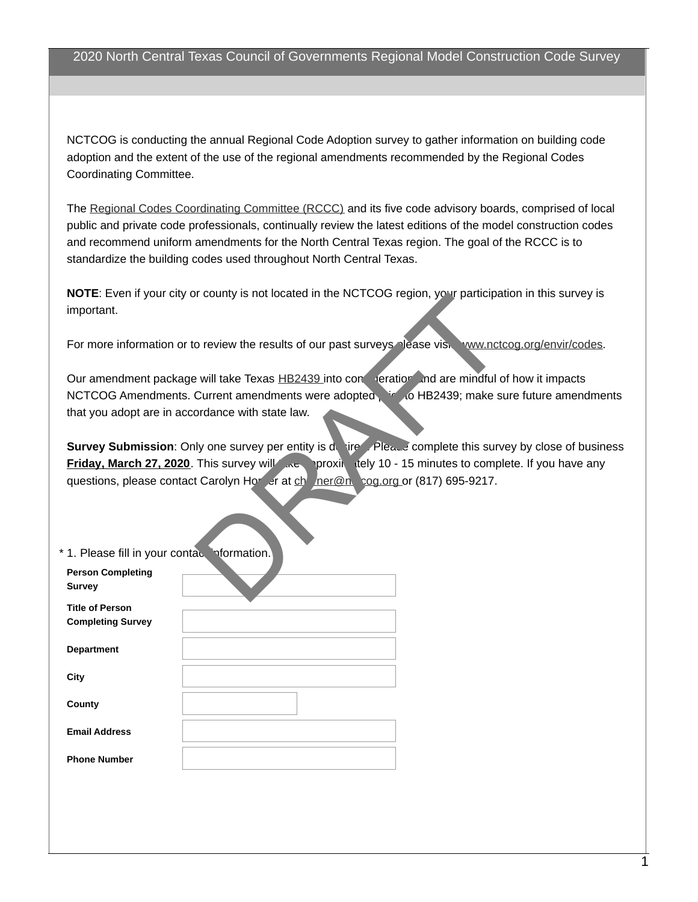# 2020 North Central Texas Council of Governments Regional Model Construction Code Survey

NCTCOG is conducting the annual Regional Code Adoption survey to gather information on building code adoption and the extent of the use of the regional amendments recommended by the Regional Codes Coordinating Committee.

The Regional Codes Coordinating Committee (RCCC) and its five code advisory boards, comprised of local public and private code professionals, continually review the latest editions of the model construction codes and recommend uniform amendments for the North Central Texas region. The goal of the RCCC is to standardize the building codes used throughout North Central Texas.

**NOTE**: Even if your city or county is not located in the NCTCOG region, your participation in this survey is important.

For more information or to review the results of our past surveys please visit www.nctcog.org/envir/codes.

Our amendment package will take Texas HB2439 into consideration and are mindful of how it impacts NCTCOG Amendments. Current amendments were adopted prior to HB2439; make sure future amendments that you adopt are in accordance with state law.

**Survey Submission**: Only one survey per entity is desired. Please complete this survey by close of business **Friday, March 27, 2020**. This survey will take approximately 10 - 15 minutes to complete. If you have any questions, please contact Carolyn Horner at chorner@nctcog.org or (817) 695-9217.

DRAFT

\* 1. Please fill in your contact information.

| | |
|---|---|
| **Person Completing Survey** | |
| **Title of Person Completing Survey** | |
| **Department** | |
| **City** | |
| **County** | |
| **Email Address** | |
| **Phone Number** | |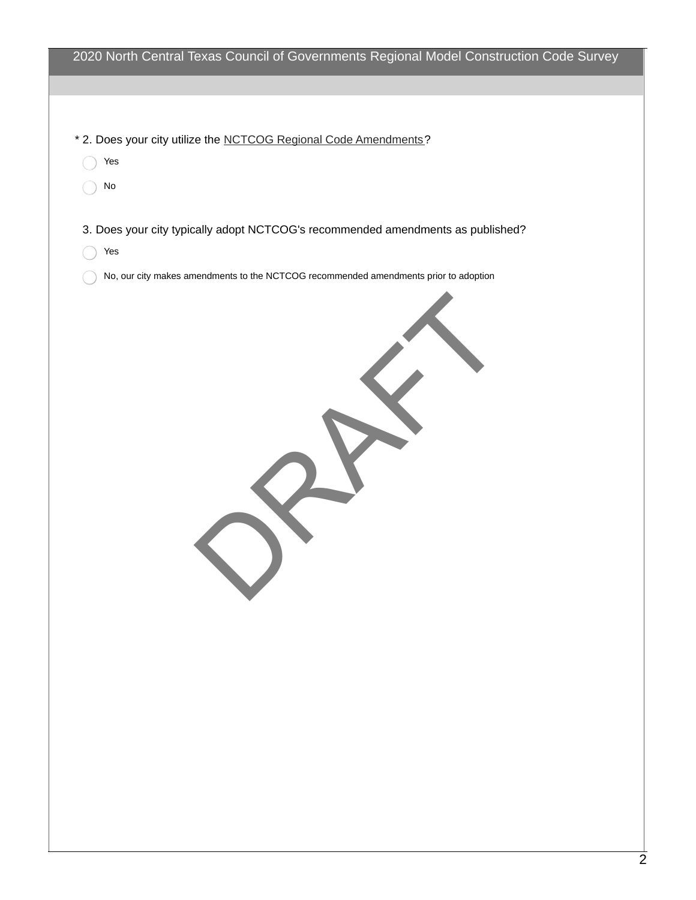2020 North Central Texas Council of Governments Regional Model Construction Code Survey

* 2. Does your city utilize the NCTCOG Regional Code Amendments?

- Yes
- No

3. Does your city typically adopt NCTCOG's recommended amendments as published?

- Yes
- No, our city makes amendments to the NCTCOG recommended amendments prior to adoption

DRAFT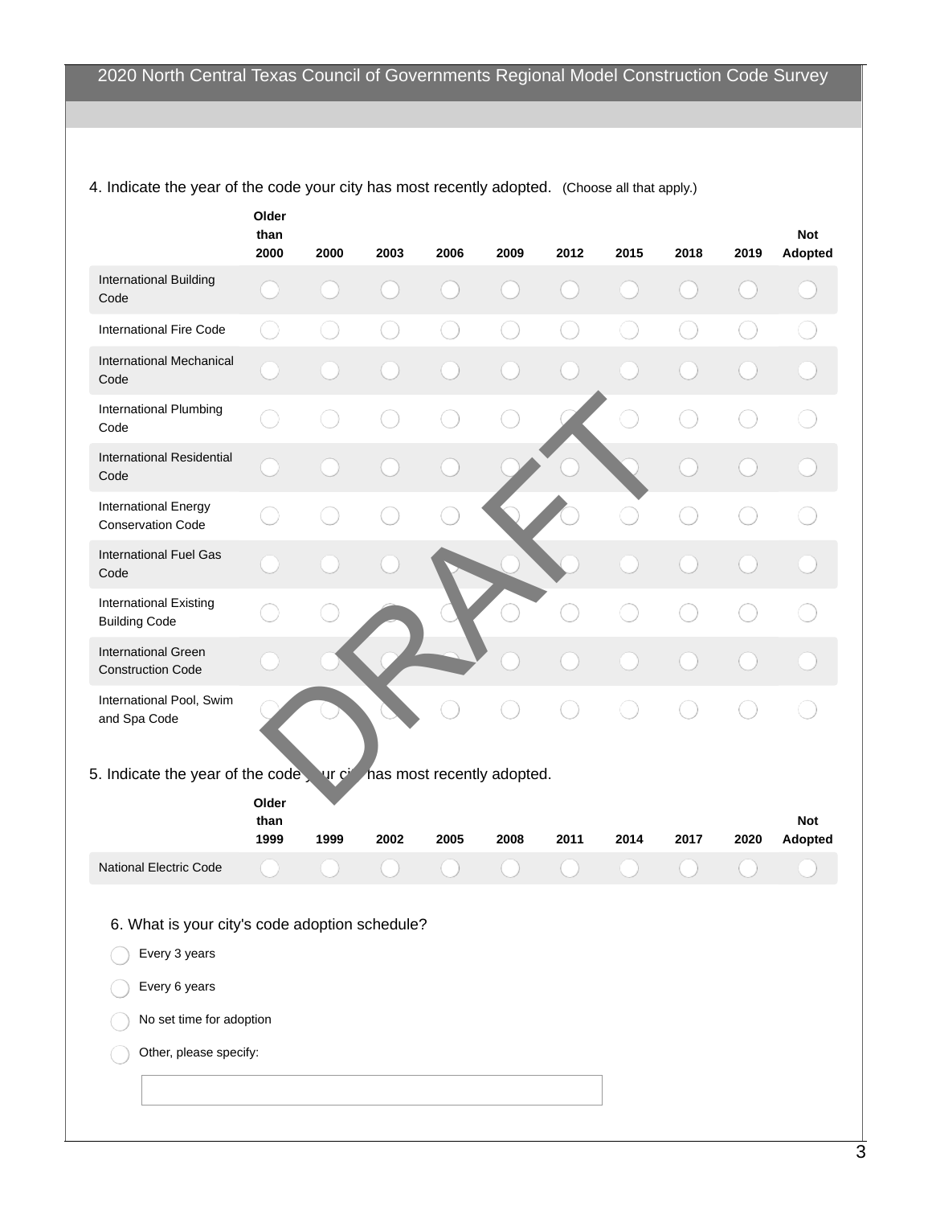## 2020 North Central Texas Council of Governments Regional Model Construction Code Survey

4. Indicate the year of the code your city has most recently adopted. (Choose all that apply.)

| | Older than 2000 | 2000 | 2003 | 2006 | 2009 | 2012 | 2015 | 2018 | 2019 | Not Adopted |
|---|---|---|---|---|---|---|---|---|---|---|
| International Building Code | ◯ | ◯ | ◯ | ◯ | ◯ | ◯ | ◯ | ◯ | ◯ | ◯ |
| International Fire Code | ◯ | ◯ | ◯ | ◯ | ◯ | ◯ | ◯ | ◯ | ◯ | ◯ |
| International Mechanical Code | ◯ | ◯ | ◯ | ◯ | ◯ | ◯ | ◯ | ◯ | ◯ | ◯ |
| International Plumbing Code | ◯ | ◯ | ◯ | ◯ | ◯ | ◯ | ◯ | ◯ | ◯ | ◯ |
| International Residential Code | ◯ | ◯ | ◯ | ◯ | ◯ | ◯ | ◯ | ◯ | ◯ | ◯ |
| International Energy Conservation Code | ◯ | ◯ | ◯ | ◯ | ◯ | ◯ | ◯ | ◯ | ◯ | ◯ |
| International Fuel Gas Code | ◯ | ◯ | ◯ | ◯ | ◯ | ◯ | ◯ | ◯ | ◯ | ◯ |
| International Existing Building Code | ◯ | ◯ | ◯ | ◯ | ◯ | ◯ | ◯ | ◯ | ◯ | ◯ |
| International Green Construction Code | ◯ | ◯ | ◯ | ◯ | ◯ | ◯ | ◯ | ◯ | ◯ | ◯ |
| International Pool, Swim and Spa Code | ◯ | ◯ | ◯ | ◯ | ◯ | ◯ | ◯ | ◯ | ◯ | ◯ |

DRAFT

5. Indicate the year of the code your city has most recently adopted.

| | Older than 1999 | 1999 | 2002 | 2005 | 2008 | 2011 | 2014 | 2017 | 2020 | Not Adopted |
|---|---|---|---|---|---|---|---|---|---|---|
| National Electric Code | ◯ | ◯ | ◯ | ◯ | ◯ | ◯ | ◯ | ◯ | ◯ | ◯ |

6. What is your city's code adoption schedule?

- ◯ Every 3 years
- ◯ Every 6 years
- ◯ No set time for adoption
- ◯ Other, please specify:

[ ]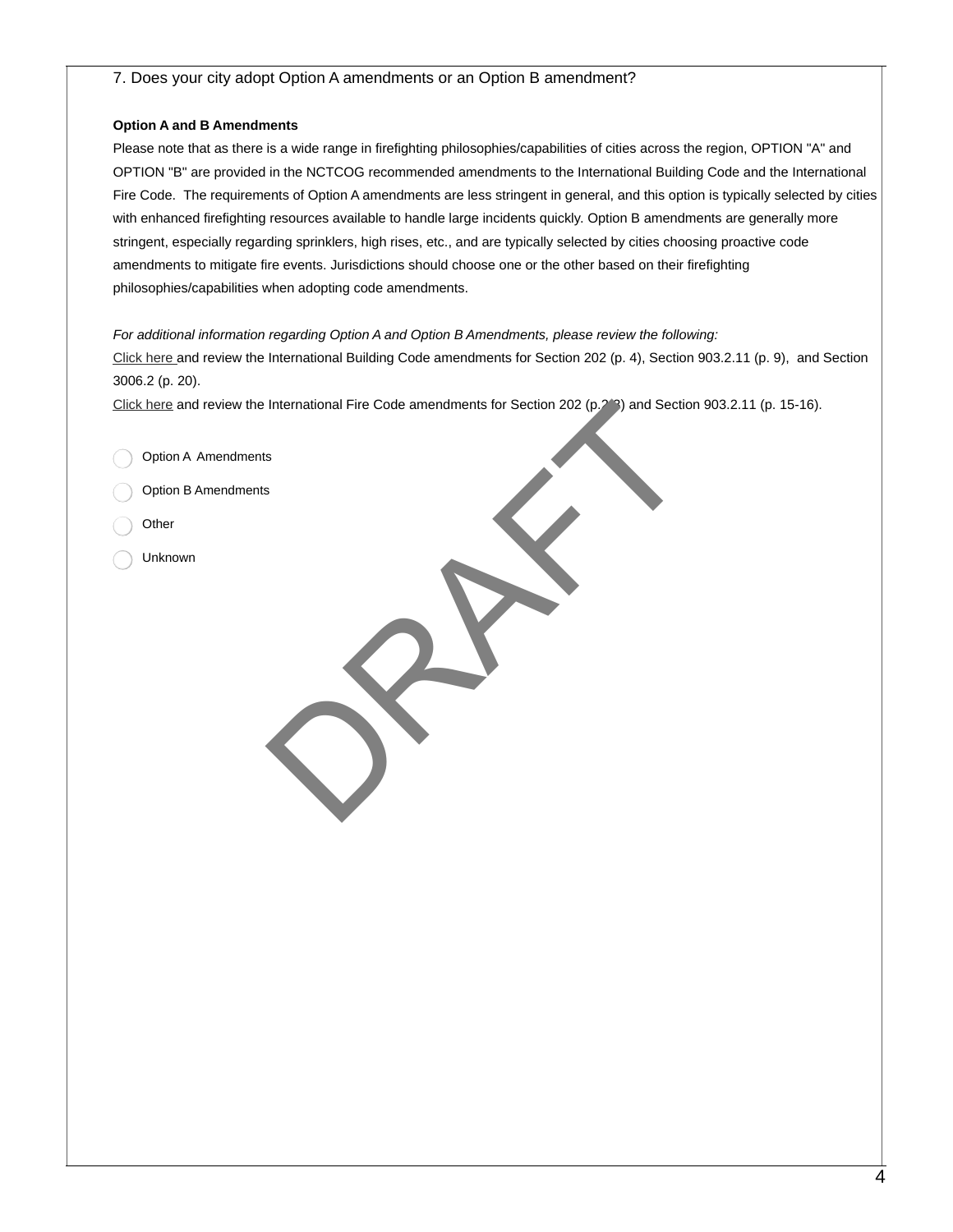7. Does your city adopt Option A amendments or an Option B amendment?

**Option A and B Amendments**

Please note that as there is a wide range in firefighting philosophies/capabilities of cities across the region, OPTION "A" and OPTION "B" are provided in the NCTCOG recommended amendments to the International Building Code and the International Fire Code. The requirements of Option A amendments are less stringent in general, and this option is typically selected by cities with enhanced firefighting resources available to handle large incidents quickly. Option B amendments are generally more stringent, especially regarding sprinklers, high rises, etc., and are typically selected by cities choosing proactive code amendments to mitigate fire events. Jurisdictions should choose one or the other based on their firefighting philosophies/capabilities when adopting code amendments.

*For additional information regarding Option A and Option B Amendments, please review the following:*

Click here and review the International Building Code amendments for Section 202 (p. 4), Section 903.2.11 (p. 9), and Section 3006.2 (p. 20).

Click here and review the International Fire Code amendments for Section 202 (p. 2-3) and Section 903.2.11 (p. 15-16).

- Option A Amendments
- Option B Amendments
- Other
- Unknown

DRAFT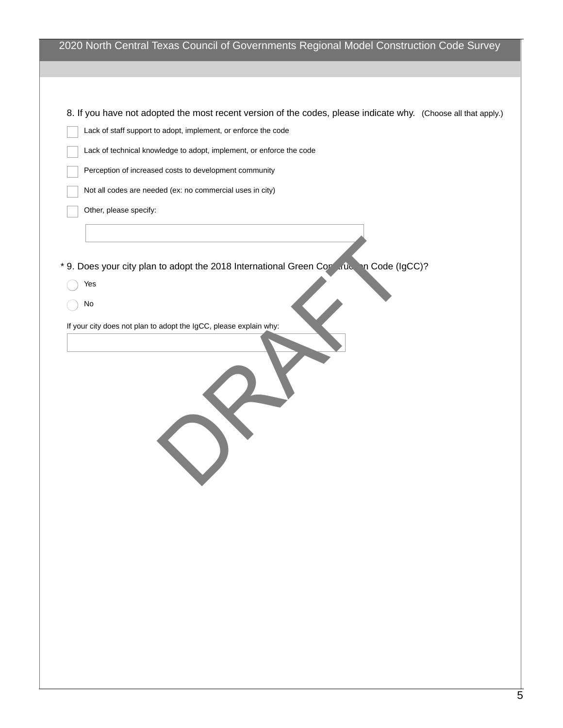8. If you have not adopted the most recent version of the codes, please indicate why. (Choose all that apply.)

- [ ] Lack of staff support to adopt, implement, or enforce the code
- [ ] Lack of technical knowledge to adopt, implement, or enforce the code
- [ ] Perception of increased costs to development community
- [ ] Not all codes are needed (ex: no commercial uses in city)
- [ ] Other, please specify:

\* 9. Does your city plan to adopt the 2018 International Green Construction Code (IgCC)?

- ( ) Yes
- ( ) No

If your city does not plan to adopt the IgCC, please explain why: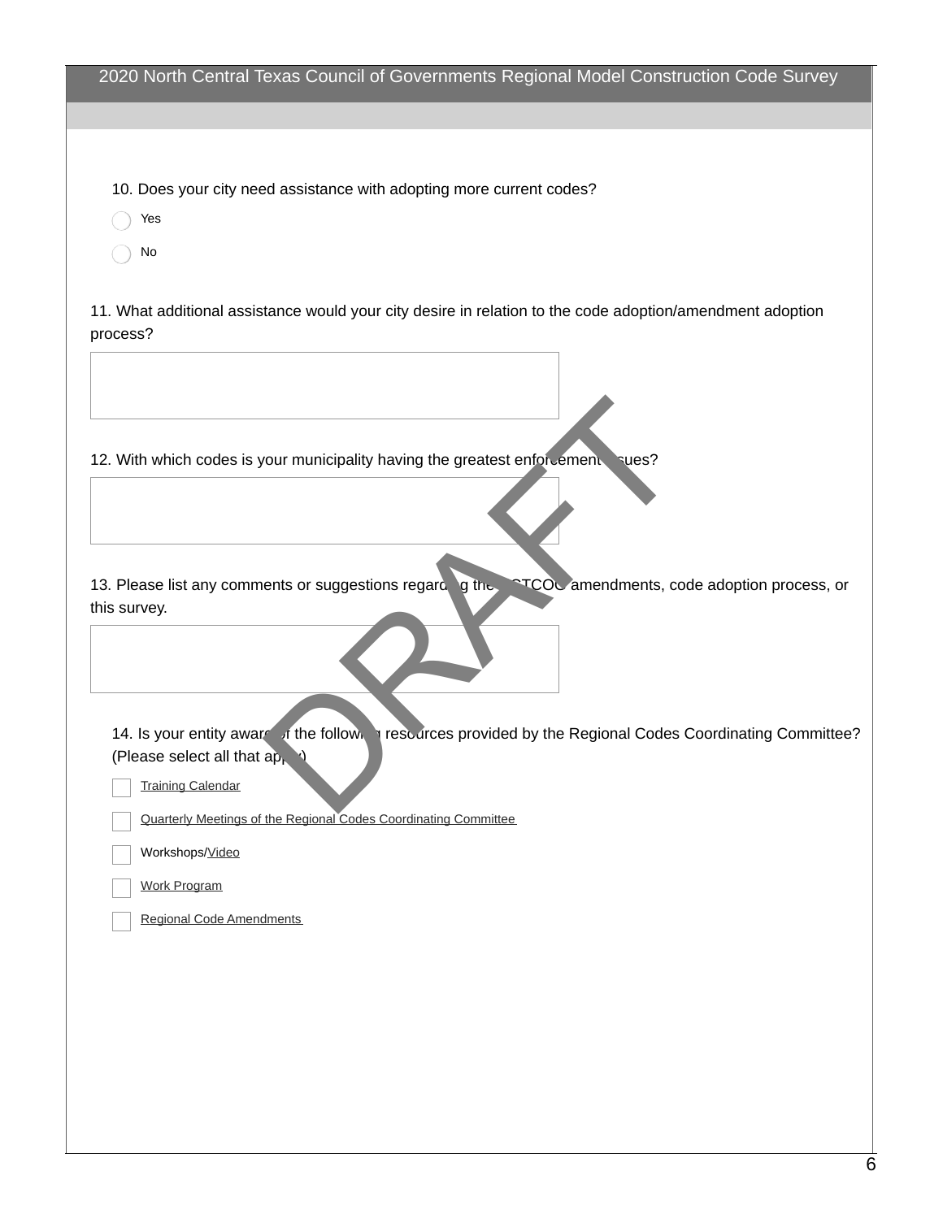# 2020 North Central Texas Council of Governments Regional Model Construction Code Survey

10. Does your city need assistance with adopting more current codes?

- Yes
- No

11. What additional assistance would your city desire in relation to the code adoption/amendment adoption process?

12. With which codes is your municipality having the greatest enforcement issues?

13. Please list any comments or suggestions regarding the NCTCOG amendments, code adoption process, or this survey.

14. Is your entity aware of the following resources provided by the Regional Codes Coordinating Committee? (Please select all that apply)

- [ ] Training Calendar
- [ ] Quarterly Meetings of the Regional Codes Coordinating Committee
- [ ] Workshops/Video
- [ ] Work Program
- [ ] Regional Code Amendments

DRAFT